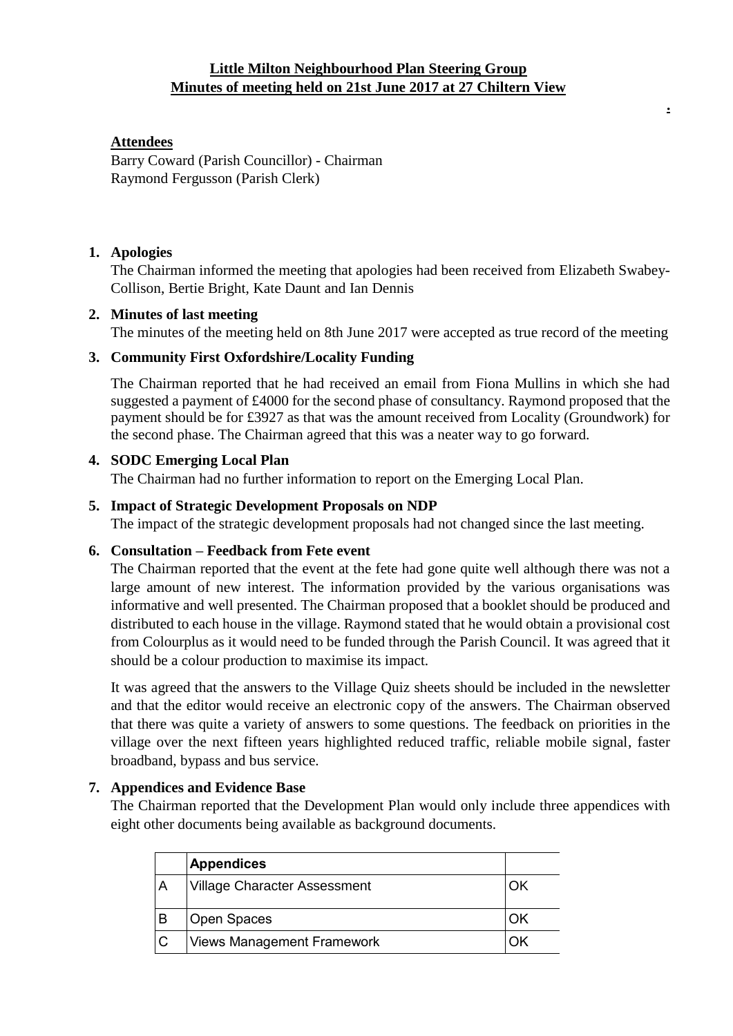**Little Milton Neighbourhood Plan Steering Group**
**Minutes of meeting held on 21st June 2017 at 27 Chiltern View**

**Attendees**
Barry Coward (Parish Councillor) - Chairman
Raymond Fergusson (Parish Clerk)

1. **Apologies**
   The Chairman informed the meeting that apologies had been received from Elizabeth Swabey-Collison, Bertie Bright, Kate Daunt and Ian Dennis

2. **Minutes of last meeting**
   The minutes of the meeting held on 8th June 2017 were accepted as true record of the meeting

3. **Community First Oxfordshire/Locality Funding**

   The Chairman reported that he had received an email from Fiona Mullins in which she had suggested a payment of £4000 for the second phase of consultancy. Raymond proposed that the payment should be for £3927 as that was the amount received from Locality (Groundwork) for the second phase. The Chairman agreed that this was a neater way to go forward.

4. **SODC Emerging Local Plan**
   The Chairman had no further information to report on the Emerging Local Plan.

5. **Impact of Strategic Development Proposals on NDP**
   The impact of the strategic development proposals had not changed since the last meeting.

6. **Consultation – Feedback from Fete event**
   The Chairman reported that the event at the fete had gone quite well although there was not a large amount of new interest. The information provided by the various organisations was informative and well presented. The Chairman proposed that a booklet should be produced and distributed to each house in the village. Raymond stated that he would obtain a provisional cost from Colourplus as it would need to be funded through the Parish Council. It was agreed that it should be a colour production to maximise its impact.

   It was agreed that the answers to the Village Quiz sheets should be included in the newsletter and that the editor would receive an electronic copy of the answers. The Chairman observed that there was quite a variety of answers to some questions. The feedback on priorities in the village over the next fifteen years highlighted reduced traffic, reliable mobile signal, faster broadband, bypass and bus service.

7. **Appendices and Evidence Base**
   The Chairman reported that the Development Plan would only include three appendices with eight other documents being available as background documents.

| | Appendices | |
|---|---|---|
| A | Village Character Assessment | OK |
| B | Open Spaces | OK |
| C | Views Management Framework | OK |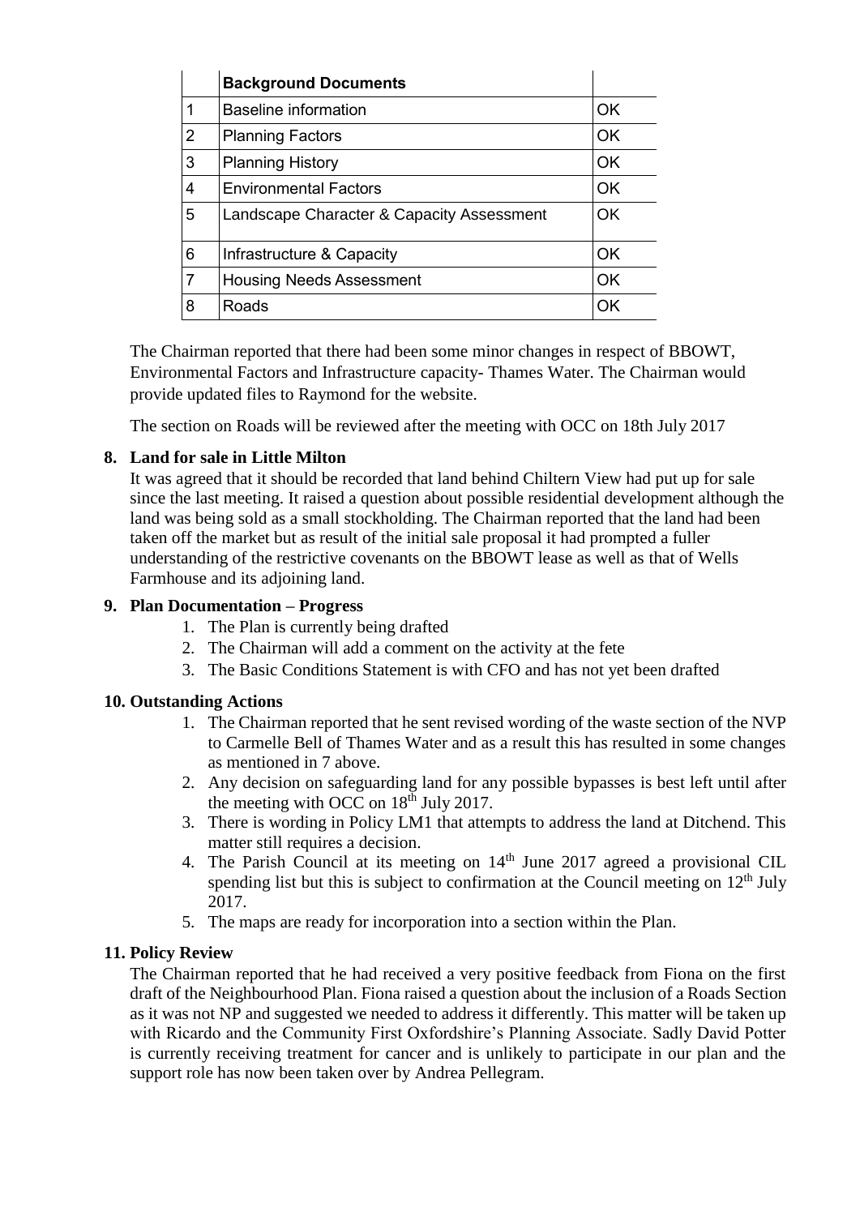| | Background Documents | |
|---|---|---|
| 1 | Baseline information | OK |
| 2 | Planning Factors | OK |
| 3 | Planning History | OK |
| 4 | Environmental Factors | OK |
| 5 | Landscape Character & Capacity Assessment | OK |
| 6 | Infrastructure & Capacity | OK |
| 7 | Housing Needs Assessment | OK |
| 8 | Roads | OK |

The Chairman reported that there had been some minor changes in respect of BBOWT, Environmental Factors and Infrastructure capacity- Thames Water. The Chairman would provide updated files to Raymond for the website.

The section on Roads will be reviewed after the meeting with OCC on 18th July 2017

**8. Land for sale in Little Milton**

It was agreed that it should be recorded that land behind Chiltern View had put up for sale since the last meeting. It raised a question about possible residential development although the land was being sold as a small stockholding. The Chairman reported that the land had been taken off the market but as result of the initial sale proposal it had prompted a fuller understanding of the restrictive covenants on the BBOWT lease as well as that of Wells Farmhouse and its adjoining land.

**9. Plan Documentation – Progress**

1. The Plan is currently being drafted
2. The Chairman will add a comment on the activity at the fete
3. The Basic Conditions Statement is with CFO and has not yet been drafted

**10. Outstanding Actions**

1. The Chairman reported that he sent revised wording of the waste section of the NVP to Carmelle Bell of Thames Water and as a result this has resulted in some changes as mentioned in 7 above.
2. Any decision on safeguarding land for any possible bypasses is best left until after the meeting with OCC on 18th July 2017.
3. There is wording in Policy LM1 that attempts to address the land at Ditchend. This matter still requires a decision.
4. The Parish Council at its meeting on 14th June 2017 agreed a provisional CIL spending list but this is subject to confirmation at the Council meeting on 12th July 2017.
5. The maps are ready for incorporation into a section within the Plan.

**11. Policy Review**

The Chairman reported that he had received a very positive feedback from Fiona on the first draft of the Neighbourhood Plan. Fiona raised a question about the inclusion of a Roads Section as it was not NP and suggested we needed to address it differently. This matter will be taken up with Ricardo and the Community First Oxfordshire's Planning Associate. Sadly David Potter is currently receiving treatment for cancer and is unlikely to participate in our plan and the support role has now been taken over by Andrea Pellegram.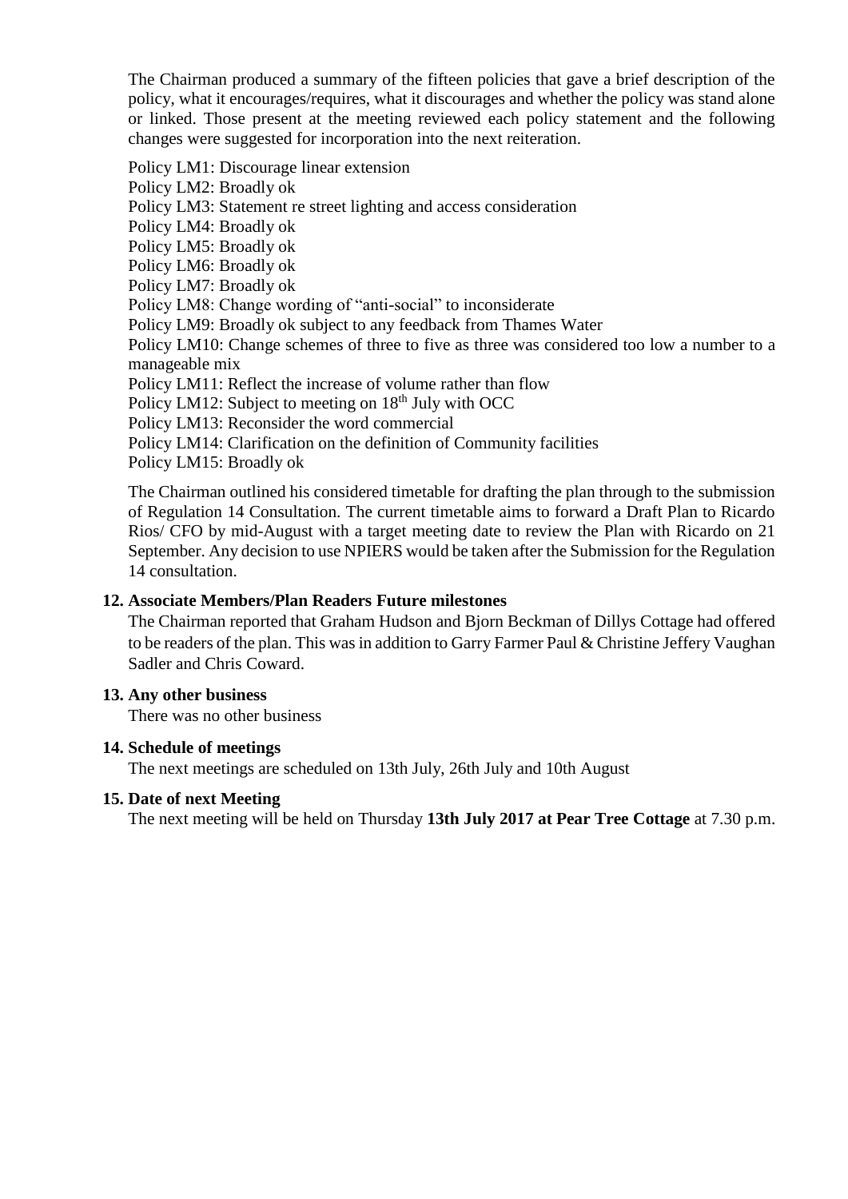The Chairman produced a summary of the fifteen policies that gave a brief description of the policy, what it encourages/requires, what it discourages and whether the policy was stand alone or linked. Those present at the meeting reviewed each policy statement and the following changes were suggested for incorporation into the next reiteration.

Policy LM1: Discourage linear extension
Policy LM2: Broadly ok
Policy LM3: Statement re street lighting and access consideration
Policy LM4: Broadly ok
Policy LM5: Broadly ok
Policy LM6: Broadly ok
Policy LM7: Broadly ok
Policy LM8: Change wording of "anti-social" to inconsiderate
Policy LM9: Broadly ok subject to any feedback from Thames Water
Policy LM10: Change schemes of three to five as three was considered too low a number to a manageable mix
Policy LM11: Reflect the increase of volume rather than flow
Policy LM12: Subject to meeting on 18th July with OCC
Policy LM13: Reconsider the word commercial
Policy LM14: Clarification on the definition of Community facilities
Policy LM15: Broadly ok

The Chairman outlined his considered timetable for drafting the plan through to the submission of Regulation 14 Consultation. The current timetable aims to forward a Draft Plan to Ricardo Rios/ CFO by mid-August with a target meeting date to review the Plan with Ricardo on 21 September. Any decision to use NPIERS would be taken after the Submission for the Regulation 14 consultation.

**12. Associate Members/Plan Readers Future milestones**

The Chairman reported that Graham Hudson and Bjorn Beckman of Dillys Cottage had offered to be readers of the plan. This was in addition to Garry Farmer Paul & Christine Jeffery Vaughan Sadler and Chris Coward.

**13. Any other business**

There was no other business

**14. Schedule of meetings**

The next meetings are scheduled on 13th July, 26th July and 10th August

**15. Date of next Meeting**

The next meeting will be held on Thursday **13th July 2017 at Pear Tree Cottage** at 7.30 p.m.